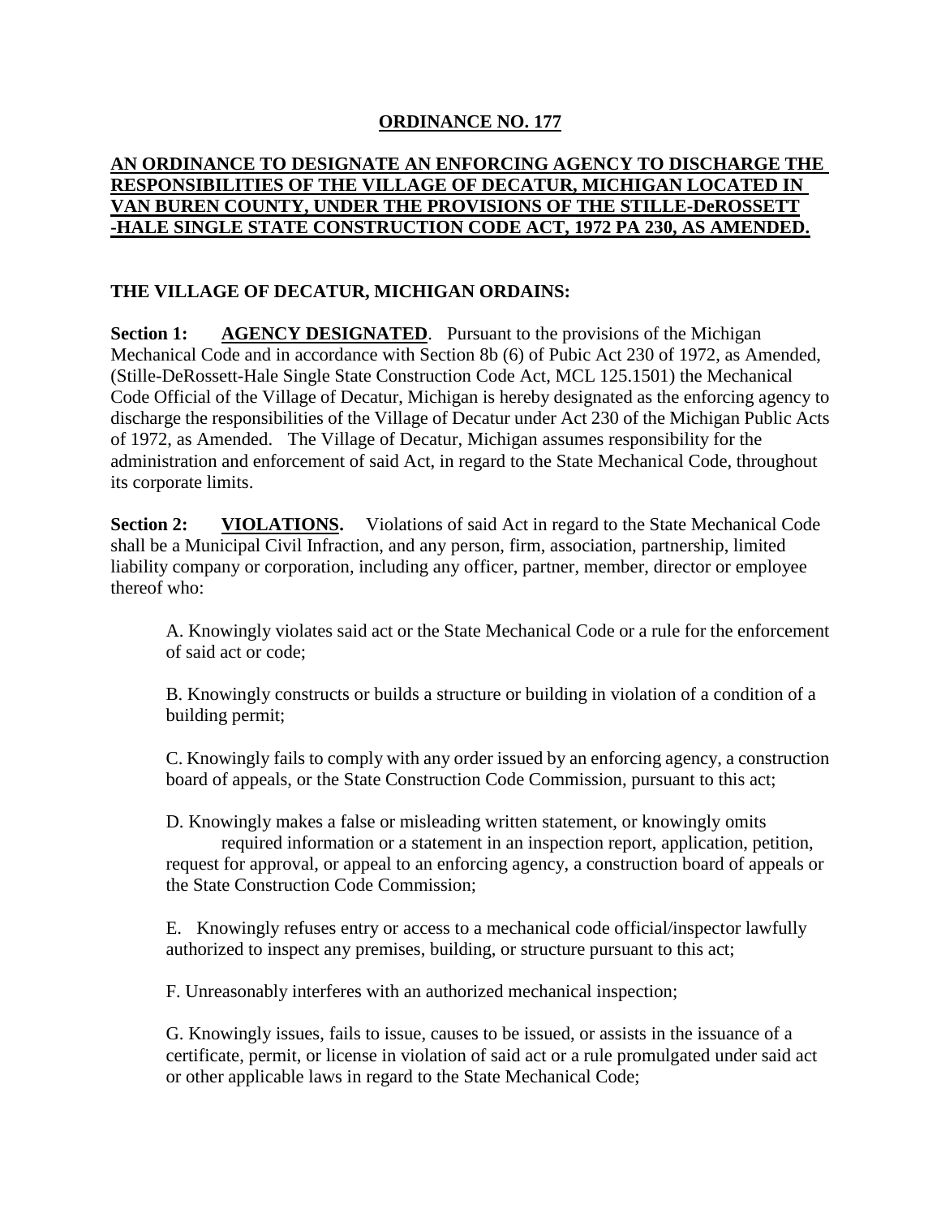**ORDINANCE NO. 177**

**AN ORDINANCE TO DESIGNATE AN ENFORCING AGENCY TO DISCHARGE THE RESPONSIBILITIES OF THE VILLAGE OF DECATUR, MICHIGAN LOCATED IN VAN BUREN COUNTY, UNDER THE PROVISIONS OF THE STILLE-DeROSSETT -HALE SINGLE STATE CONSTRUCTION CODE ACT, 1972 PA 230, AS AMENDED.**

**THE VILLAGE OF DECATUR, MICHIGAN ORDAINS:**

**Section 1: AGENCY DESIGNATED**. Pursuant to the provisions of the Michigan Mechanical Code and in accordance with Section 8b (6) of Pubic Act 230 of 1972, as Amended, (Stille-DeRossett-Hale Single State Construction Code Act, MCL 125.1501) the Mechanical Code Official of the Village of Decatur, Michigan is hereby designated as the enforcing agency to discharge the responsibilities of the Village of Decatur under Act 230 of the Michigan Public Acts of 1972, as Amended. The Village of Decatur, Michigan assumes responsibility for the administration and enforcement of said Act, in regard to the State Mechanical Code, throughout its corporate limits.

**Section 2: VIOLATIONS.** Violations of said Act in regard to the State Mechanical Code shall be a Municipal Civil Infraction, and any person, firm, association, partnership, limited liability company or corporation, including any officer, partner, member, director or employee thereof who:

A. Knowingly violates said act or the State Mechanical Code or a rule for the enforcement of said act or code;

B. Knowingly constructs or builds a structure or building in violation of a condition of a building permit;

C. Knowingly fails to comply with any order issued by an enforcing agency, a construction board of appeals, or the State Construction Code Commission, pursuant to this act;

D. Knowingly makes a false or misleading written statement, or knowingly omits required information or a statement in an inspection report, application, petition, request for approval, or appeal to an enforcing agency, a construction board of appeals or the State Construction Code Commission;

E. Knowingly refuses entry or access to a mechanical code official/inspector lawfully authorized to inspect any premises, building, or structure pursuant to this act;

F. Unreasonably interferes with an authorized mechanical inspection;

G. Knowingly issues, fails to issue, causes to be issued, or assists in the issuance of a certificate, permit, or license in violation of said act or a rule promulgated under said act or other applicable laws in regard to the State Mechanical Code;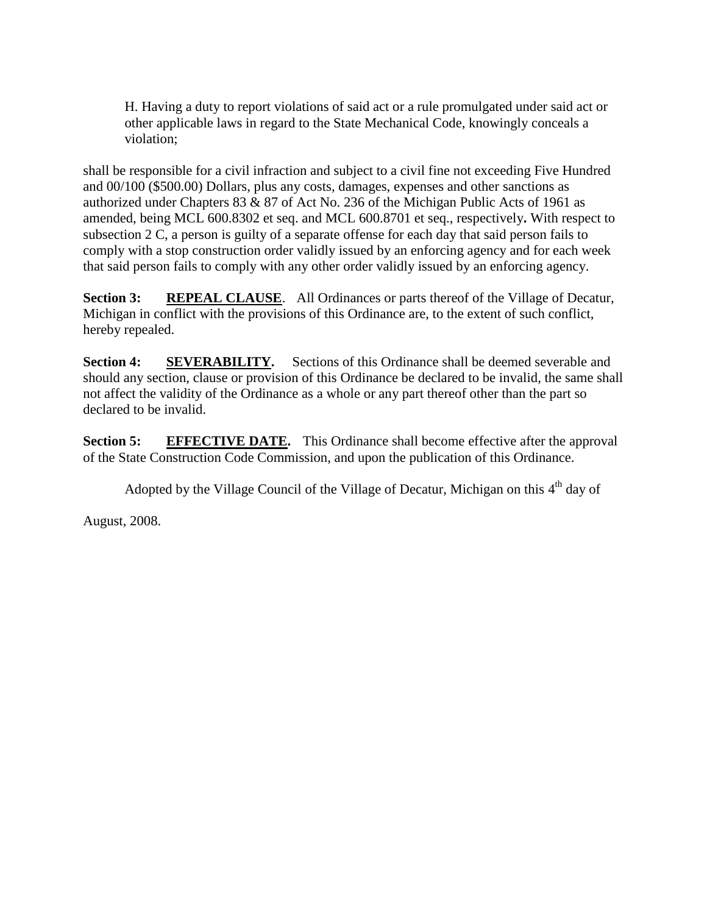H. Having a duty to report violations of said act or a rule promulgated under said act or other applicable laws in regard to the State Mechanical Code, knowingly conceals a violation;

shall be responsible for a civil infraction and subject to a civil fine not exceeding Five Hundred and 00/100 ($500.00) Dollars, plus any costs, damages, expenses and other sanctions as authorized under Chapters 83 & 87 of Act No. 236 of the Michigan Public Acts of 1961 as amended, being MCL 600.8302 et seq. and MCL 600.8701 et seq., respectively**.** With respect to subsection 2 C, a person is guilty of a separate offense for each day that said person fails to comply with a stop construction order validly issued by an enforcing agency and for each week that said person fails to comply with any other order validly issued by an enforcing agency.

**Section 3:** **REPEAL CLAUSE**. All Ordinances or parts thereof of the Village of Decatur, Michigan in conflict with the provisions of this Ordinance are, to the extent of such conflict, hereby repealed.

**Section 4:** **SEVERABILITY.** Sections of this Ordinance shall be deemed severable and should any section, clause or provision of this Ordinance be declared to be invalid, the same shall not affect the validity of the Ordinance as a whole or any part thereof other than the part so declared to be invalid.

**Section 5:** **EFFECTIVE DATE.** This Ordinance shall become effective after the approval of the State Construction Code Commission, and upon the publication of this Ordinance.

Adopted by the Village Council of the Village of Decatur, Michigan on this 4th day of August, 2008.